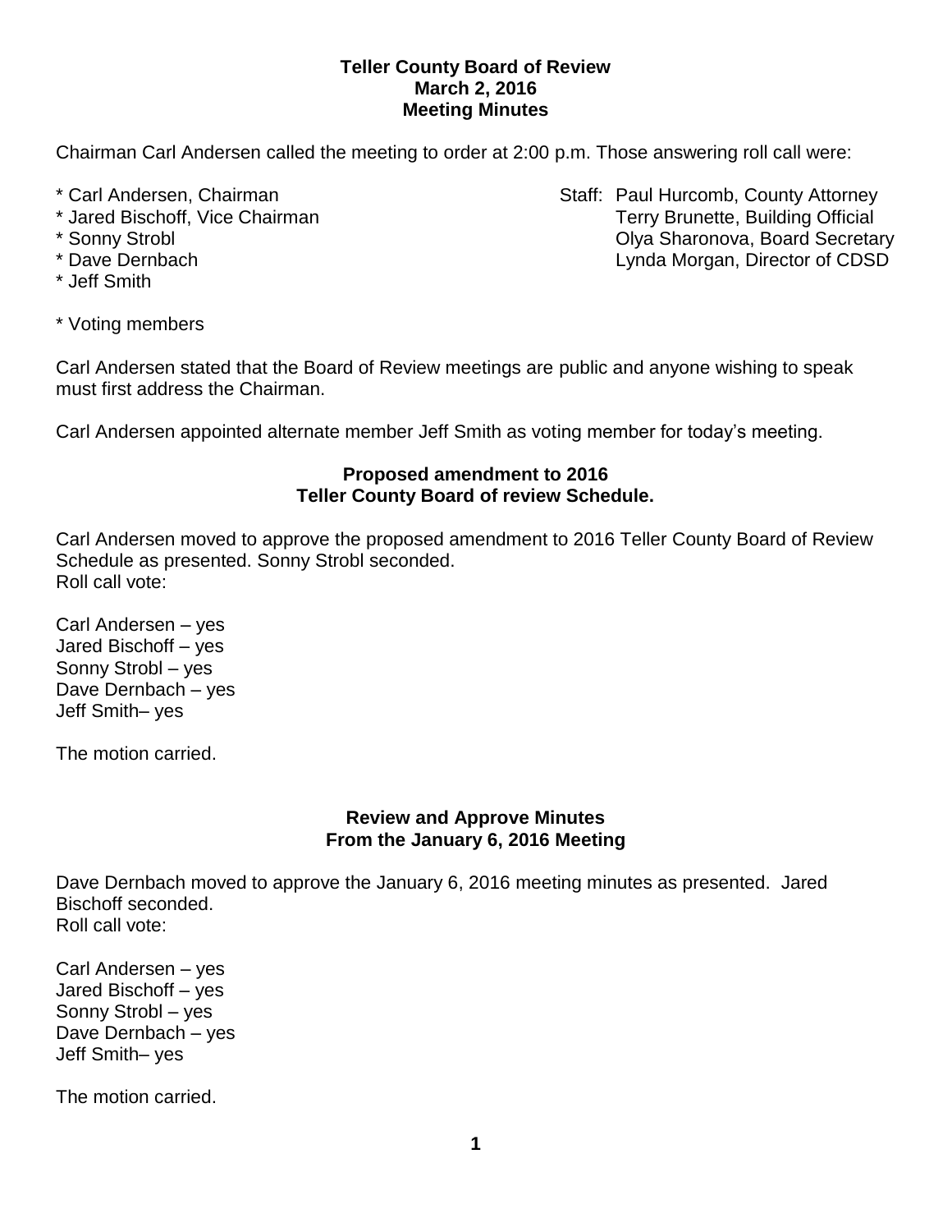**Teller County Board of Review**
**March 2, 2016**
**Meeting Minutes**

Chairman Carl Andersen called the meeting to order at 2:00 p.m. Those answering roll call were:

* Carl Andersen, Chairman
* Jared Bischoff, Vice Chairman
* Sonny Strobl
* Dave Dernbach
* Jeff Smith

Staff: Paul Hurcomb, County Attorney
Terry Brunette, Building Official
Olya Sharonova, Board Secretary
Lynda Morgan, Director of CDSD

* Voting members

Carl Andersen stated that the Board of Review meetings are public and anyone wishing to speak must first address the Chairman.

Carl Andersen appointed alternate member Jeff Smith as voting member for today's meeting.

**Proposed amendment to 2016**
**Teller County Board of review Schedule.**

Carl Andersen moved to approve the proposed amendment to 2016 Teller County Board of Review Schedule as presented. Sonny Strobl seconded.
Roll call vote:

Carl Andersen – yes
Jared Bischoff – yes
Sonny Strobl – yes
Dave Dernbach – yes
Jeff Smith– yes

The motion carried.

**Review and Approve Minutes**
**From the January 6, 2016 Meeting**

Dave Dernbach moved to approve the January 6, 2016 meeting minutes as presented. Jared Bischoff seconded.
Roll call vote:

Carl Andersen – yes
Jared Bischoff – yes
Sonny Strobl – yes
Dave Dernbach – yes
Jeff Smith– yes

The motion carried.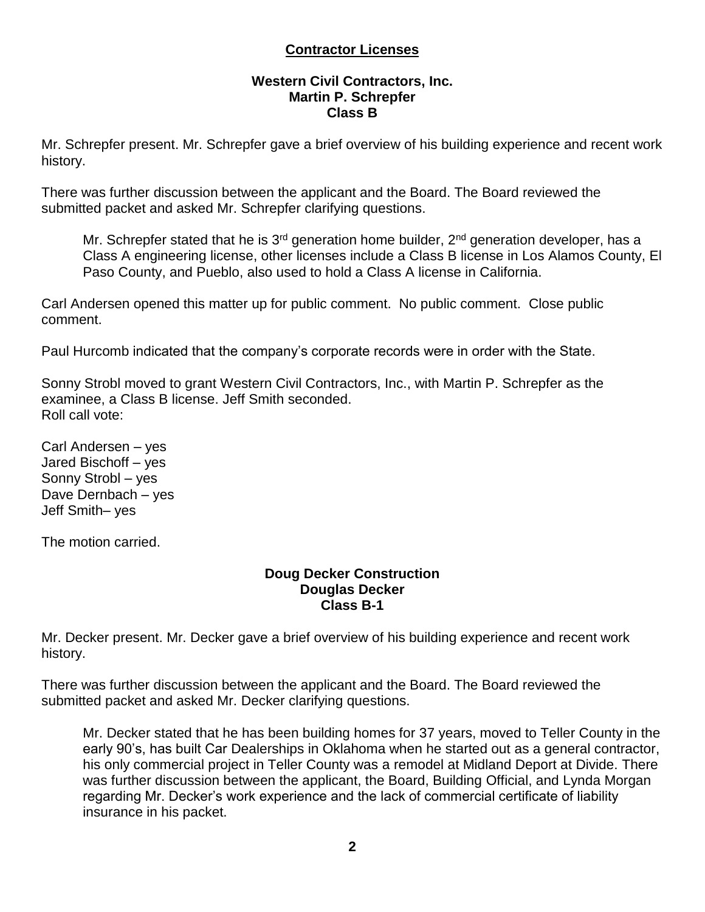## Contractor Licenses

**Western Civil Contractors, Inc.**
**Martin P. Schrepfer**
**Class B**

Mr. Schrepfer present. Mr. Schrepfer gave a brief overview of his building experience and recent work history.

There was further discussion between the applicant and the Board. The Board reviewed the submitted packet and asked Mr. Schrepfer clarifying questions.

> Mr. Schrepfer stated that he is 3rd generation home builder, 2nd generation developer, has a Class A engineering license, other licenses include a Class B license in Los Alamos County, El Paso County, and Pueblo, also used to hold a Class A license in California.

Carl Andersen opened this matter up for public comment. No public comment. Close public comment.

Paul Hurcomb indicated that the company's corporate records were in order with the State.

Sonny Strobl moved to grant Western Civil Contractors, Inc., with Martin P. Schrepfer as the examinee, a Class B license. Jeff Smith seconded.
Roll call vote:

Carl Andersen – yes
Jared Bischoff – yes
Sonny Strobl – yes
Dave Dernbach – yes
Jeff Smith– yes

The motion carried.

**Doug Decker Construction**
**Douglas Decker**
**Class B-1**

Mr. Decker present. Mr. Decker gave a brief overview of his building experience and recent work history.

There was further discussion between the applicant and the Board. The Board reviewed the submitted packet and asked Mr. Decker clarifying questions.

> Mr. Decker stated that he has been building homes for 37 years, moved to Teller County in the early 90's, has built Car Dealerships in Oklahoma when he started out as a general contractor, his only commercial project in Teller County was a remodel at Midland Deport at Divide. There was further discussion between the applicant, the Board, Building Official, and Lynda Morgan regarding Mr. Decker's work experience and the lack of commercial certificate of liability insurance in his packet.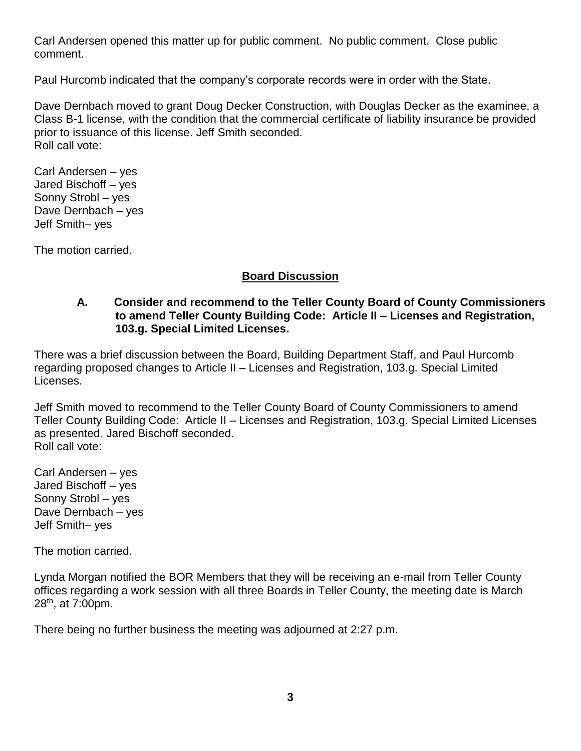Carl Andersen opened this matter up for public comment. No public comment. Close public comment.

Paul Hurcomb indicated that the company's corporate records were in order with the State.

Dave Dernbach moved to grant Doug Decker Construction, with Douglas Decker as the examinee, a Class B-1 license, with the condition that the commercial certificate of liability insurance be provided prior to issuance of this license. Jeff Smith seconded.
Roll call vote:

Carl Andersen – yes
Jared Bischoff – yes
Sonny Strobl – yes
Dave Dernbach – yes
Jeff Smith– yes

The motion carried.

## Board Discussion

**A. Consider and recommend to the Teller County Board of County Commissioners to amend Teller County Building Code: Article II – Licenses and Registration, 103.g. Special Limited Licenses.**

There was a brief discussion between the Board, Building Department Staff, and Paul Hurcomb regarding proposed changes to Article II – Licenses and Registration, 103.g. Special Limited Licenses.

Jeff Smith moved to recommend to the Teller County Board of County Commissioners to amend Teller County Building Code: Article II – Licenses and Registration, 103.g. Special Limited Licenses as presented. Jared Bischoff seconded.
Roll call vote:

Carl Andersen – yes
Jared Bischoff – yes
Sonny Strobl – yes
Dave Dernbach – yes
Jeff Smith– yes

The motion carried.

Lynda Morgan notified the BOR Members that they will be receiving an e-mail from Teller County offices regarding a work session with all three Boards in Teller County, the meeting date is March 28th, at 7:00pm.

There being no further business the meeting was adjourned at 2:27 p.m.